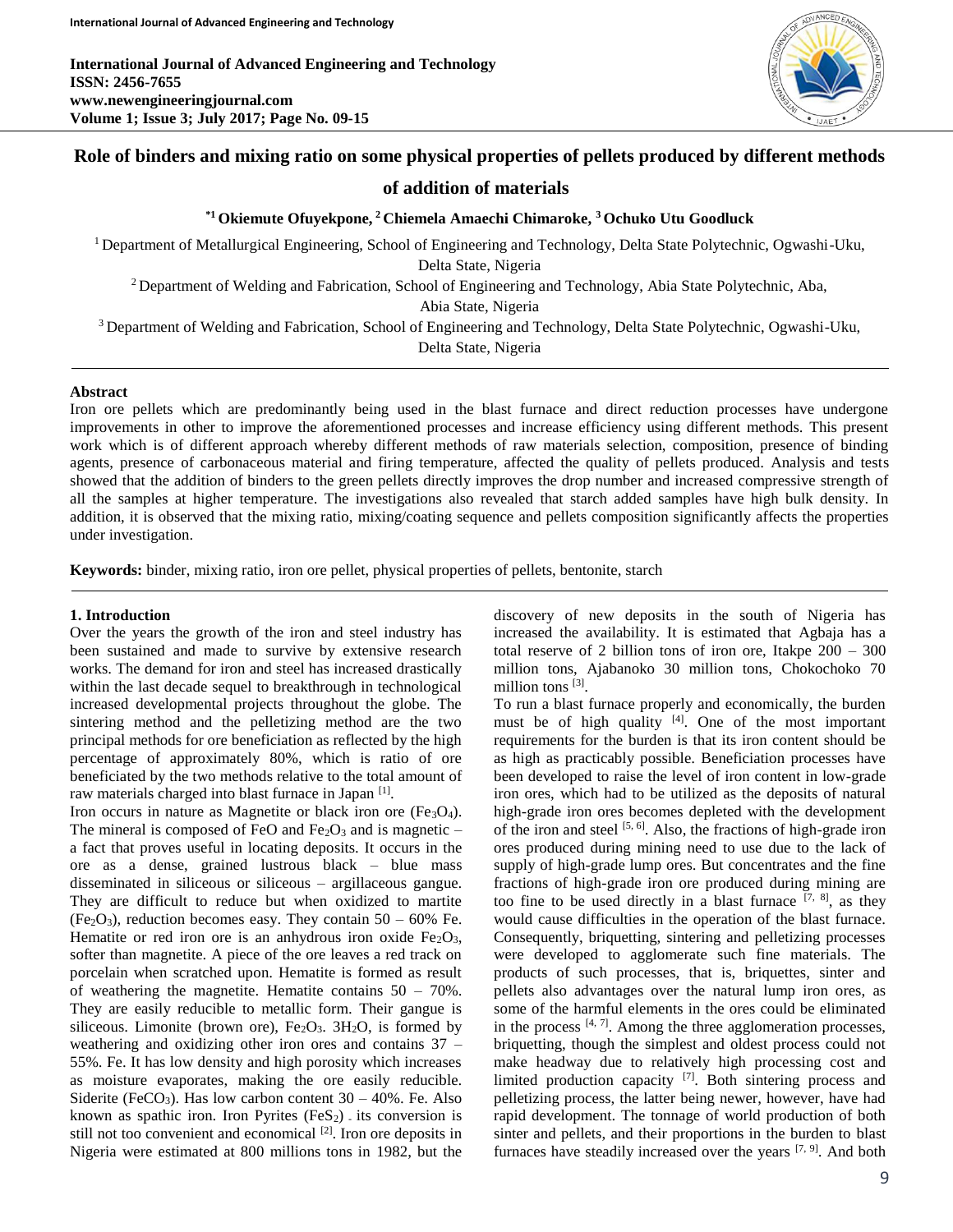# Role of binders and mixing ratio on some physical properties of pellets produced by different methods of addition of materials

**[*1] Okiemute Ofuyekpone, [2] Chiemela Amaechi Chimaroke, [3] Ochuko Utu Goodluck**

[1] Department of Metallurgical Engineering, School of Engineering and Technology, Delta State Polytechnic, Ogwashi-Uku, Delta State, Nigeria

[2] Department of Welding and Fabrication, School of Engineering and Technology, Abia State Polytechnic, Aba, Abia State, Nigeria

[3] Department of Welding and Fabrication, School of Engineering and Technology, Delta State Polytechnic, Ogwashi-Uku, Delta State, Nigeria

## Abstract

Iron ore pellets which are predominantly being used in the blast furnace and direct reduction processes have undergone improvements in other to improve the aforementioned processes and increase efficiency using different methods. This present work which is of different approach whereby different methods of raw materials selection, composition, presence of binding agents, presence of carbonaceous material and firing temperature, affected the quality of pellets produced. Analysis and tests showed that the addition of binders to the green pellets directly improves the drop number and increased compressive strength of all the samples at higher temperature. The investigations also revealed that starch added samples have high bulk density. In addition, it is observed that the mixing ratio, mixing/coating sequence and pellets composition significantly affects the properties under investigation.

**Keywords:** binder, mixing ratio, iron ore pellet, physical properties of pellets, bentonite, starch

## 1. Introduction

Over the years the growth of the iron and steel industry has been sustained and made to survive by extensive research works. The demand for iron and steel has increased drastically within the last decade sequel to breakthrough in technological increased developmental projects throughout the globe. The sintering method and the pelletizing method are the two principal methods for ore beneficiation as reflected by the high percentage of approximately 80%, which is ratio of ore beneficiated by the two methods relative to the total amount of raw materials charged into blast furnace in Japan [1].

Iron occurs in nature as Magnetite or black iron ore ($Fe_3O_4$). The mineral is composed of FeO and $Fe_2O_3$ and is magnetic – a fact that proves useful in locating deposits. It occurs in the ore as a dense, grained lustrous black – blue mass disseminated in siliceous or siliceous – argillaceous gangue. They are difficult to reduce but when oxidized to martite ($Fe_2O_3$), reduction becomes easy. They contain 50 – 60% Fe. Hematite or red iron ore is an anhydrous iron oxide $Fe_2O_3$, softer than magnetite. A piece of the ore leaves a red track on porcelain when scratched upon. Hematite is formed as result of weathering the magnetite. Hematite contains 50 – 70%. They are easily reducible to metallic form. Their gangue is siliceous. Limonite (brown ore), $Fe_2O_3 \cdot 3H_2O$, is formed by weathering and oxidizing other iron ores and contains 37 – 55%. Fe. It has low density and high porosity which increases as moisture evaporates, making the ore easily reducible. Siderite ($FeCO_3$). Has low carbon content 30 – 40%. Fe. Also known as spathic iron. Iron Pyrites ($FeS_2$) - its conversion is still not too convenient and economical [2]. Iron ore deposits in Nigeria were estimated at 800 millions tons in 1982, but the discovery of new deposits in the south of Nigeria has increased the availability. It is estimated that Agbaja has a total reserve of 2 billion tons of iron ore, Itakpe 200 – 300 million tons, Ajabanoko 30 million tons, Chokochoko 70 million tons [3].

To run a blast furnace properly and economically, the burden must be of high quality [4]. One of the most important requirements for the burden is that its iron content should be as high as practicably possible. Beneficiation processes have been developed to raise the level of iron content in low-grade iron ores, which had to be utilized as the deposits of natural high-grade iron ores becomes depleted with the development of the iron and steel [5, 6]. Also, the fractions of high-grade iron ores produced during mining need to use due to the lack of supply of high-grade lump ores. But concentrates and the fine fractions of high-grade iron ore produced during mining are too fine to be used directly in a blast furnace [7, 8], as they would cause difficulties in the operation of the blast furnace. Consequently, briquetting, sintering and pelletizing processes were developed to agglomerate such fine materials. The products of such processes, that is, briquettes, sinter and pellets also advantages over the natural lump iron ores, as some of the harmful elements in the ores could be eliminated in the process [4, 7]. Among the three agglomeration processes, briquetting, though the simplest and oldest process could not make headway due to relatively high processing cost and limited production capacity [7]. Both sintering process and pelletizing process, the latter being newer, however, have had rapid development. The tonnage of world production of both sinter and pellets, and their proportions in the burden to blast furnaces have steadily increased over the years [7, 9]. And both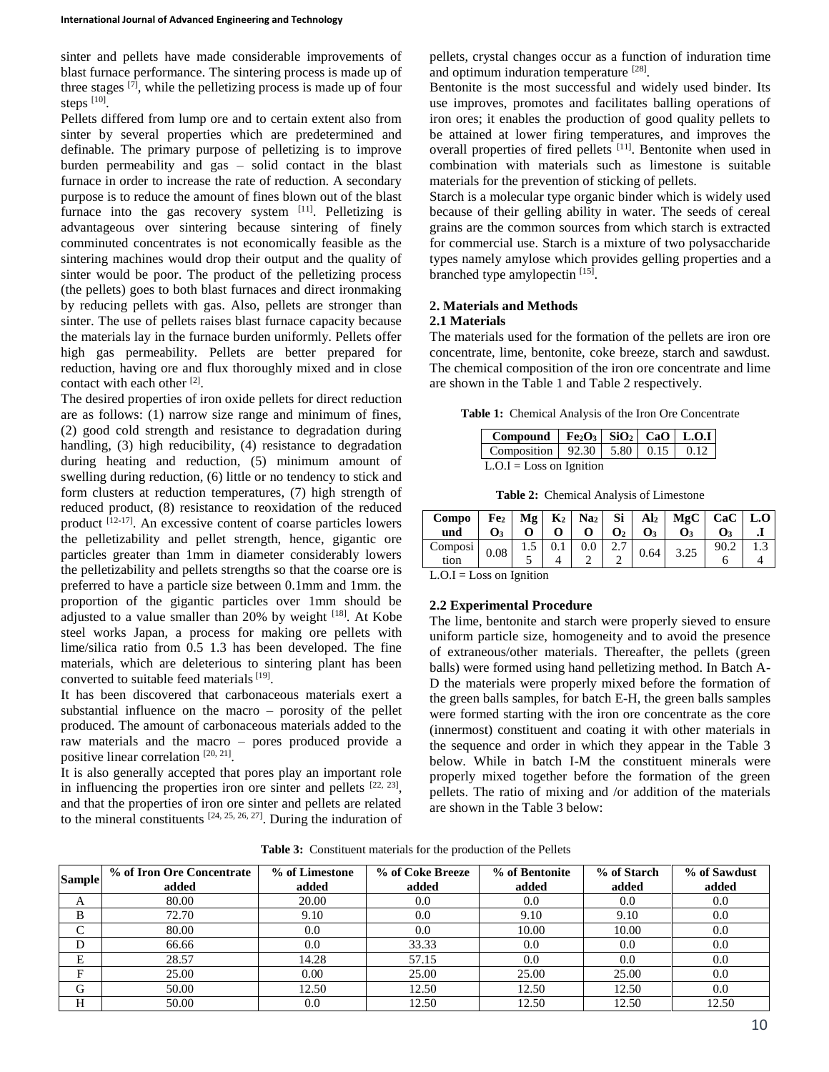sinter and pellets have made considerable improvements of blast furnace performance. The sintering process is made up of three stages [7], while the pelletizing process is made up of four steps [10].

Pellets differed from lump ore and to certain extent also from sinter by several properties which are predetermined and definable. The primary purpose of pelletizing is to improve burden permeability and gas – solid contact in the blast furnace in order to increase the rate of reduction. A secondary purpose is to reduce the amount of fines blown out of the blast furnace into the gas recovery system [11]. Pelletizing is advantageous over sintering because sintering of finely comminuted concentrates is not economically feasible as the sintering machines would drop their output and the quality of sinter would be poor. The product of the pelletizing process (the pellets) goes to both blast furnaces and direct ironmaking by reducing pellets with gas. Also, pellets are stronger than sinter. The use of pellets raises blast furnace capacity because the materials lay in the furnace burden uniformly. Pellets offer high gas permeability. Pellets are better prepared for reduction, having ore and flux thoroughly mixed and in close contact with each other [2].

The desired properties of iron oxide pellets for direct reduction are as follows: (1) narrow size range and minimum of fines, (2) good cold strength and resistance to degradation during handling, (3) high reducibility, (4) resistance to degradation during heating and reduction, (5) minimum amount of swelling during reduction, (6) little or no tendency to stick and form clusters at reduction temperatures, (7) high strength of reduced product, (8) resistance to reoxidation of the reduced product [12-17]. An excessive content of coarse particles lowers the pelletizability and pellet strength, hence, gigantic ore particles greater than 1mm in diameter considerably lowers the pelletizability and pellets strengths so that the coarse ore is preferred to have a particle size between 0.1mm and 1mm. the proportion of the gigantic particles over 1mm should be adjusted to a value smaller than 20% by weight [18]. At Kobe steel works Japan, a process for making ore pellets with lime/silica ratio from 0.5 1.3 has been developed. The fine materials, which are deleterious to sintering plant has been converted to suitable feed materials [19].

It has been discovered that carbonaceous materials exert a substantial influence on the macro – porosity of the pellet produced. The amount of carbonaceous materials added to the raw materials and the macro – pores produced provide a positive linear correlation [20, 21].

It is also generally accepted that pores play an important role in influencing the properties iron ore sinter and pellets [22, 23], and that the properties of iron ore sinter and pellets are related to the mineral constituents [24, 25, 26, 27]. During the induration of pellets, crystal changes occur as a function of induration time and optimum induration temperature [28].

Bentonite is the most successful and widely used binder. Its use improves, promotes and facilitates balling operations of iron ores; it enables the production of good quality pellets to be attained at lower firing temperatures, and improves the overall properties of fired pellets [11]. Bentonite when used in combination with materials such as limestone is suitable materials for the prevention of sticking of pellets.

Starch is a molecular type organic binder which is widely used because of their gelling ability in water. The seeds of cereal grains are the common sources from which starch is extracted for commercial use. Starch is a mixture of two polysaccharide types namely amylose which provides gelling properties and a branched type amylopectin [15].

## 2. Materials and Methods

### 2.1 Materials

The materials used for the formation of the pellets are iron ore concentrate, lime, bentonite, coke breeze, starch and sawdust. The chemical composition of the iron ore concentrate and lime are shown in the Table 1 and Table 2 respectively.

**Table 1:** Chemical Analysis of the Iron Ore Concentrate

| Compound | $Fe_2O_3$ | $SiO_2$ | CaO | L.O.I |
|---|---|---|---|---|
| Composition | 92.30 | 5.80 | 0.15 | 0.12 |

L.O.I = Loss on Ignition

**Table 2:** Chemical Analysis of Limestone

| Compound | $Fe_2O_3$ | MgO | $K_2O$ | $Na_2O$ | $SiO_2$ | $Al_2O_3$ | $MgCO_3$ | $CaCO_3$ | L.O.I |
|---|---|---|---|---|---|---|---|---|---|
| Composition | 0.08 | 1.55 | 0.14 | 0.02 | 2.72 | 0.64 | 3.25 | 90.26 | 1.34 |

L.O.I = Loss on Ignition

### 2.2 Experimental Procedure

The lime, bentonite and starch were properly sieved to ensure uniform particle size, homogeneity and to avoid the presence of extraneous/other materials. Thereafter, the pellets (green balls) were formed using hand pelletizing method. In Batch A-D the materials were properly mixed before the formation of the green balls samples, for batch E-H, the green balls samples were formed starting with the iron ore concentrate as the core (innermost) constituent and coating it with other materials in the sequence and order in which they appear in the Table 3 below. While in batch I-M the constituent minerals were properly mixed together before the formation of the green pellets. The ratio of mixing and /or addition of the materials are shown in the Table 3 below:

**Table 3:** Constituent materials for the production of the Pellets

| Sample | % of Iron Ore Concentrate added | % of Limestone added | % of Coke Breeze added | % of Bentonite added | % of Starch added | % of Sawdust added |
|---|---|---|---|---|---|---|
| A | 80.00 | 20.00 | 0.0 | 0.0 | 0.0 | 0.0 |
| B | 72.70 | 9.10 | 0.0 | 9.10 | 9.10 | 0.0 |
| C | 80.00 | 0.0 | 0.0 | 10.00 | 10.00 | 0.0 |
| D | 66.66 | 0.0 | 33.33 | 0.0 | 0.0 | 0.0 |
| E | 28.57 | 14.28 | 57.15 | 0.0 | 0.0 | 0.0 |
| F | 25.00 | 0.00 | 25.00 | 25.00 | 25.00 | 0.0 |
| G | 50.00 | 12.50 | 12.50 | 12.50 | 12.50 | 0.0 |
| H | 50.00 | 0.0 | 12.50 | 12.50 | 12.50 | 12.50 |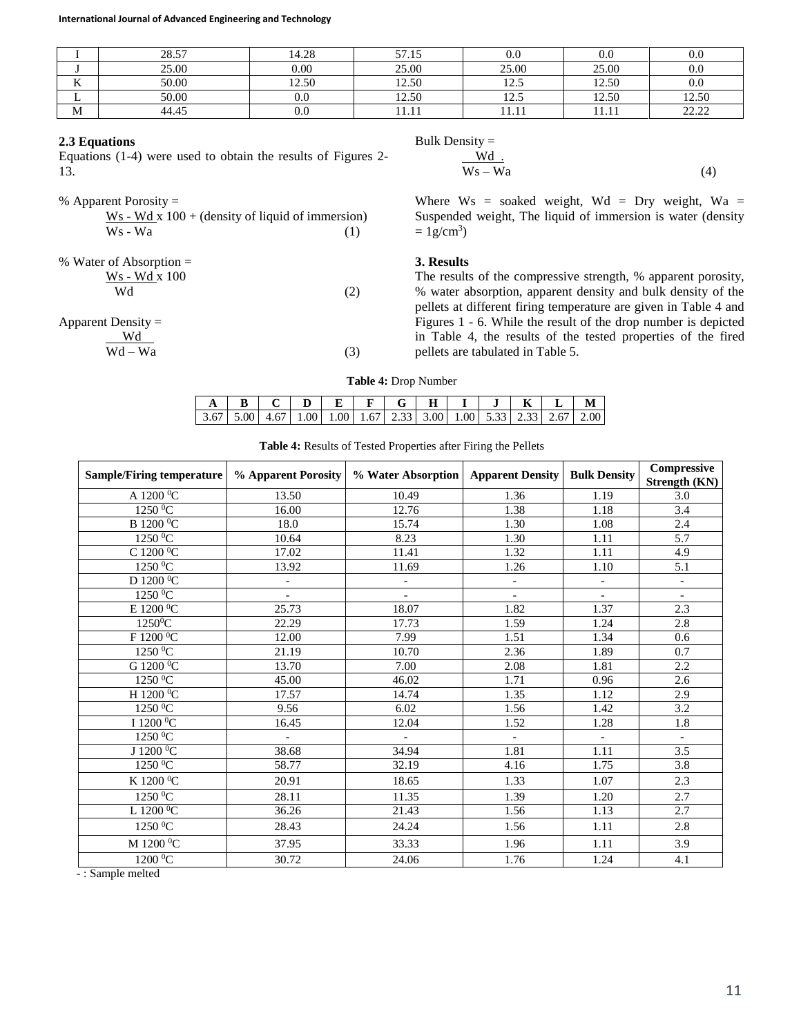| I | 28.57 | 14.28 | 57.15 | 0.0 | 0.0 | 0.0 |
|---|---|---|---|---|---|---|
| J | 25.00 | 0.00 | 25.00 | 25.00 | 25.00 | 0.0 |
| K | 50.00 | 12.50 | 12.50 | 12.5 | 12.50 | 0.0 |
| L | 50.00 | 0.0 | 12.50 | 12.5 | 12.50 | 12.50 |
| M | 44.45 | 0.0 | 11.11 | 11.11 | 11.11 | 22.22 |

### 2.3 Equations

Equations (1-4) were used to obtain the results of Figures 2-13.

% Apparent Porosity =

$$\frac{Ws - Wd}{Ws - Wa} \times 100 + \text{(density of liquid of immersion)} \quad (1)$$

% Water of Absorption =

$$\frac{Ws - Wd}{Wd} \times 100 \quad (2)$$

Apparent Density =

$$\frac{Wd}{Wd - Wa} \quad (3)$$

Bulk Density =

$$\frac{Wd}{Ws - Wa} \quad (4)$$

Where Ws = soaked weight, Wd = Dry weight, Wa = Suspended weight, The liquid of immersion is water (density = 1g/cm$^3$)

## 3. Results

The results of the compressive strength, % apparent porosity, % water absorption, apparent density and bulk density of the pellets at different firing temperature are given in Table 4 and Figures 1 - 6. While the result of the drop number is depicted in Table 4, the results of the tested properties of the fired pellets are tabulated in Table 5.

**Table 4:** Drop Number

| A | B | C | D | E | F | G | H | I | J | K | L | M |
|---|---|---|---|---|---|---|---|---|---|---|---|---|
| 3.67 | 5.00 | 4.67 | 1.00 | 1.00 | 1.67 | 2.33 | 3.00 | 1.00 | 5.33 | 2.33 | 2.67 | 2.00 |

**Table 4:** Results of Tested Properties after Firing the Pellets

| Sample/Firing temperature | % Apparent Porosity | % Water Absorption | Apparent Density | Bulk Density | Compressive Strength (KN) |
|---|---|---|---|---|---|
| A 1200 $^0$C | 13.50 | 10.49 | 1.36 | 1.19 | 3.0 |
| 1250 $^0$C | 16.00 | 12.76 | 1.38 | 1.18 | 3.4 |
| B 1200 $^0$C | 18.0 | 15.74 | 1.30 | 1.08 | 2.4 |
| 1250 $^0$C | 10.64 | 8.23 | 1.30 | 1.11 | 5.7 |
| C 1200 $^0$C | 17.02 | 11.41 | 1.32 | 1.11 | 4.9 |
| 1250 $^0$C | 13.92 | 11.69 | 1.26 | 1.10 | 5.1 |
| D 1200 $^0$C | - | - | - | - | - |
| 1250 $^0$C | - | - | - | - | - |
| E 1200 $^0$C | 25.73 | 18.07 | 1.82 | 1.37 | 2.3 |
| 1250$^0$C | 22.29 | 17.73 | 1.59 | 1.24 | 2.8 |
| F 1200 $^0$C | 12.00 | 7.99 | 1.51 | 1.34 | 0.6 |
| 1250 $^0$C | 21.19 | 10.70 | 2.36 | 1.89 | 0.7 |
| G 1200 $^0$C | 13.70 | 7.00 | 2.08 | 1.81 | 2.2 |
| 1250 $^0$C | 45.00 | 46.02 | 1.71 | 0.96 | 2.6 |
| H 1200 $^0$C | 17.57 | 14.74 | 1.35 | 1.12 | 2.9 |
| 1250 $^0$C | 9.56 | 6.02 | 1.56 | 1.42 | 3.2 |
| I 1200 $^0$C | 16.45 | 12.04 | 1.52 | 1.28 | 1.8 |
| 1250 $^0$C | - | - | - | - | - |
| J 1200 $^0$C | 38.68 | 34.94 | 1.81 | 1.11 | 3.5 |
| 1250 $^0$C | 58.77 | 32.19 | 4.16 | 1.75 | 3.8 |
| K 1200 $^0$C | 20.91 | 18.65 | 1.33 | 1.07 | 2.3 |
| 1250 $^0$C | 28.11 | 11.35 | 1.39 | 1.20 | 2.7 |
| L 1200 $^0$C | 36.26 | 21.43 | 1.56 | 1.13 | 2.7 |
| 1250 $^0$C | 28.43 | 24.24 | 1.56 | 1.11 | 2.8 |
| M 1200 $^0$C | 37.95 | 33.33 | 1.96 | 1.11 | 3.9 |
| 1200 $^0$C | 30.72 | 24.06 | 1.76 | 1.24 | 4.1 |

- : Sample melted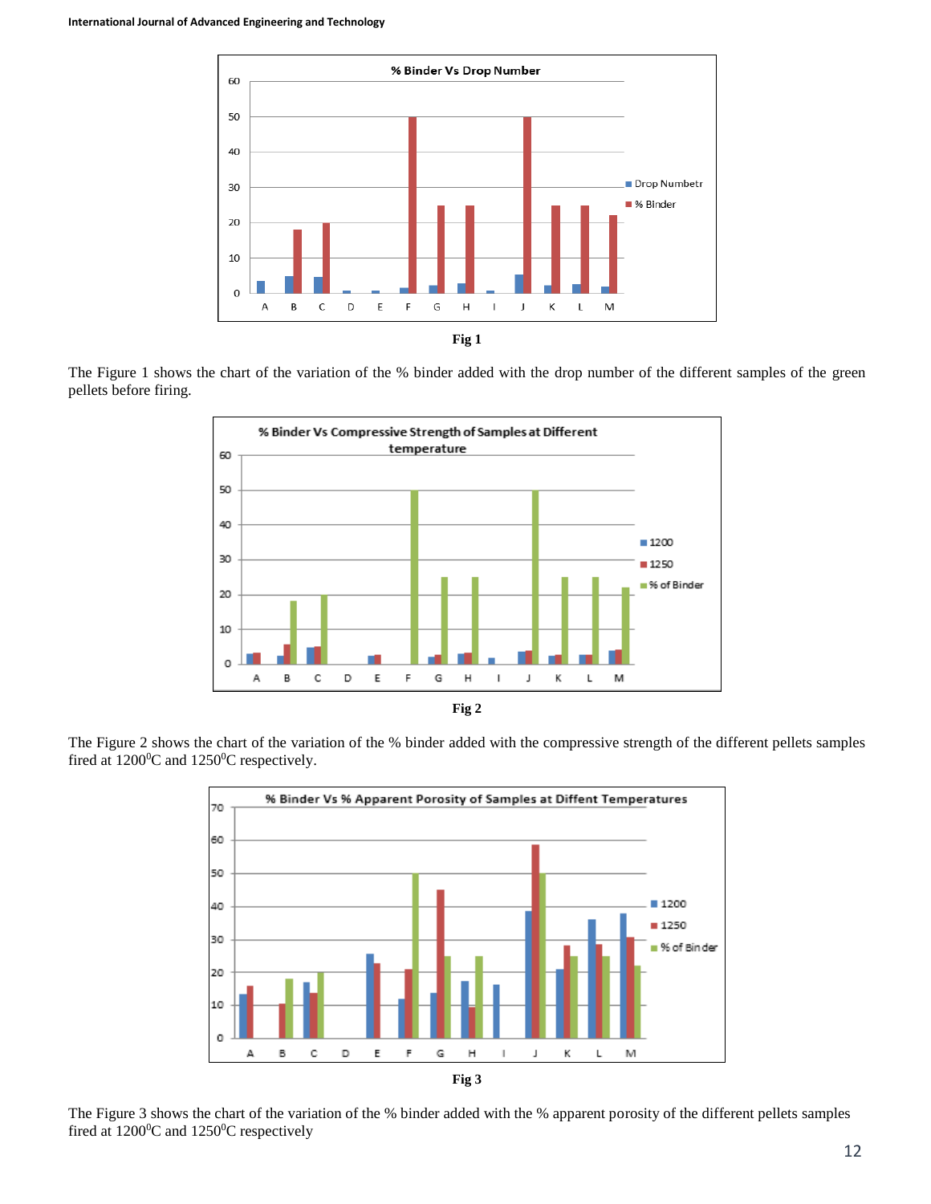Fig 1

The Figure 1 shows the chart of the variation of the % binder added with the drop number of the different samples of the green pellets before firing.

Fig 2

The Figure 2 shows the chart of the variation of the % binder added with the compressive strength of the different pellets samples fired at 1200$^0$C and 1250$^0$C respectively.

Fig 3

The Figure 3 shows the chart of the variation of the % binder added with the % apparent porosity of the different pellets samples fired at 1200$^0$C and 1250$^0$C respectively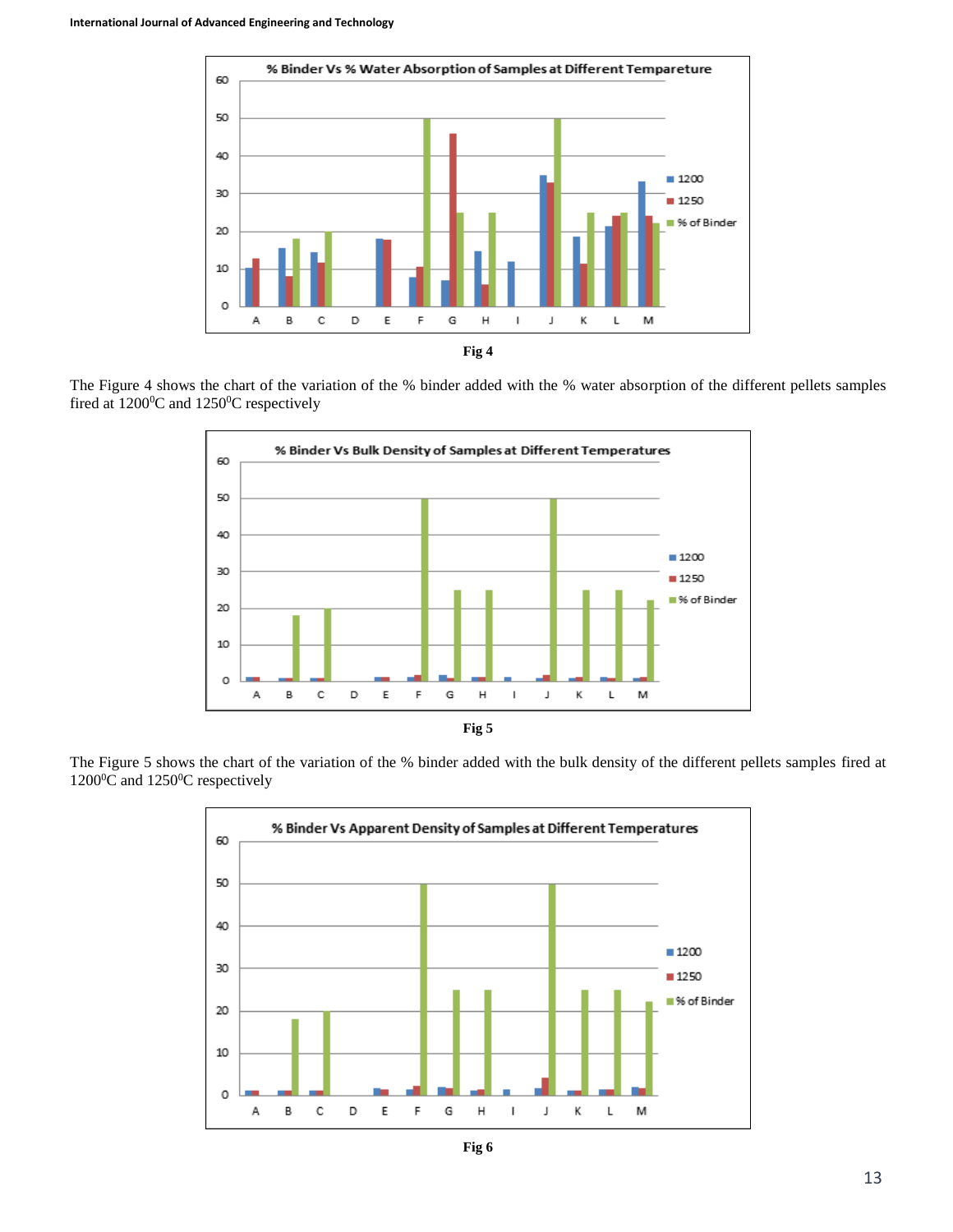Fig 4

The Figure 4 shows the chart of the variation of the % binder added with the % water absorption of the different pellets samples fired at 1200$^0$C and 1250$^0$C respectively

Fig 5

The Figure 5 shows the chart of the variation of the % binder added with the bulk density of the different pellets samples fired at 1200$^0$C and 1250$^0$C respectively

Fig 6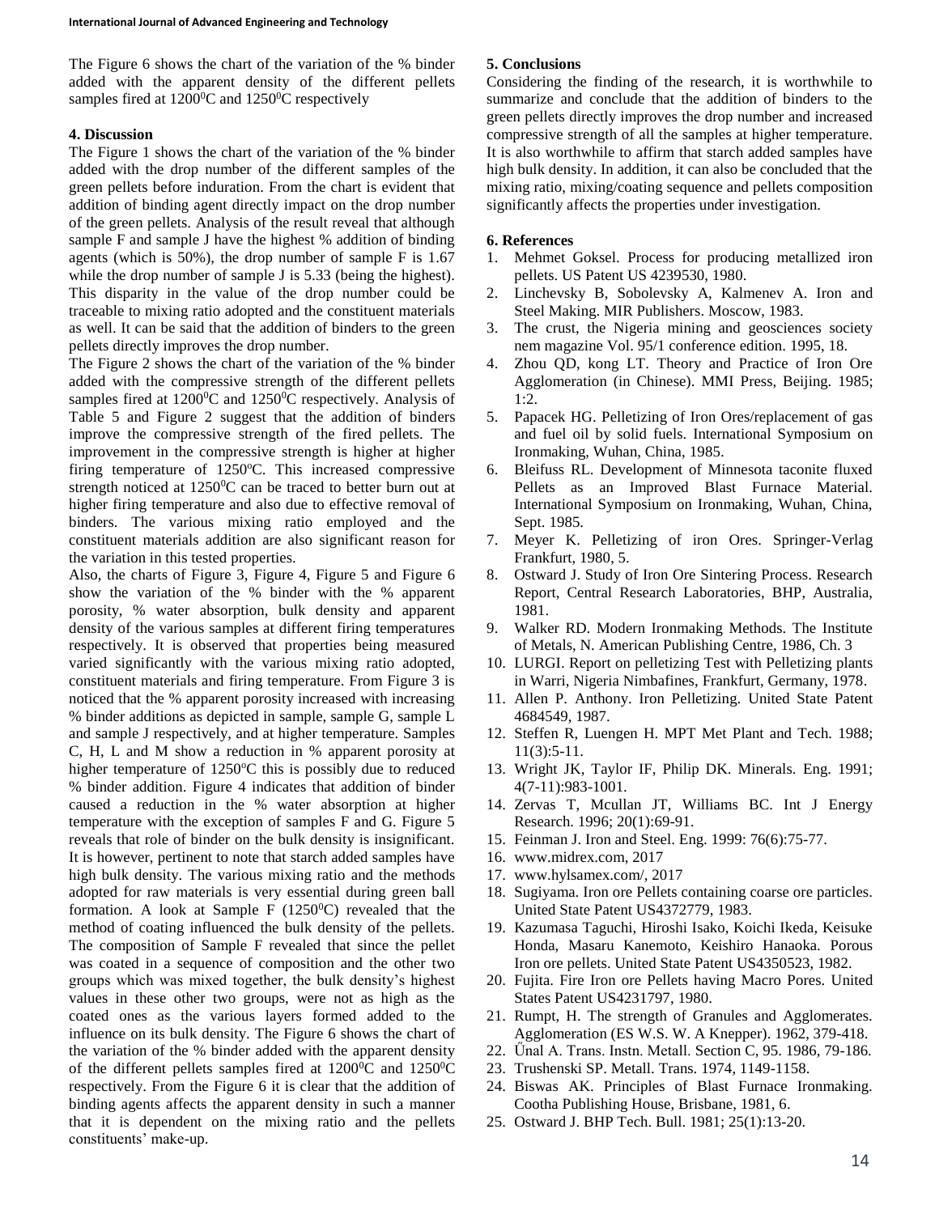The Figure 6 shows the chart of the variation of the % binder added with the apparent density of the different pellets samples fired at 1200$^0$C and 1250$^0$C respectively

## 4. Discussion

The Figure 1 shows the chart of the variation of the % binder added with the drop number of the different samples of the green pellets before induration. From the chart is evident that addition of binding agent directly impact on the drop number of the green pellets. Analysis of the result reveal that although sample F and sample J have the highest % addition of binding agents (which is 50%), the drop number of sample F is 1.67 while the drop number of sample J is 5.33 (being the highest). This disparity in the value of the drop number could be traceable to mixing ratio adopted and the constituent materials as well. It can be said that the addition of binders to the green pellets directly improves the drop number.

The Figure 2 shows the chart of the variation of the % binder added with the compressive strength of the different pellets samples fired at 1200$^0$C and 1250$^0$C respectively. Analysis of Table 5 and Figure 2 suggest that the addition of binders improve the compressive strength of the fired pellets. The improvement in the compressive strength is higher at higher firing temperature of 1250$^o$C. This increased compressive strength noticed at 1250$^0$C can be traced to better burn out at higher firing temperature and also due to effective removal of binders. The various mixing ratio employed and the constituent materials addition are also significant reason for the variation in this tested properties.

Also, the charts of Figure 3, Figure 4, Figure 5 and Figure 6 show the variation of the % binder with the % apparent porosity, % water absorption, bulk density and apparent density of the various samples at different firing temperatures respectively. It is observed that properties being measured varied significantly with the various mixing ratio adopted, constituent materials and firing temperature. From Figure 3 is noticed that the % apparent porosity increased with increasing % binder additions as depicted in sample, sample G, sample L and sample J respectively, and at higher temperature. Samples C, H, L and M show a reduction in % apparent porosity at higher temperature of 1250$^o$C this is possibly due to reduced % binder addition. Figure 4 indicates that addition of binder caused a reduction in the % water absorption at higher temperature with the exception of samples F and G. Figure 5 reveals that role of binder on the bulk density is insignificant. It is however, pertinent to note that starch added samples have high bulk density. The various mixing ratio and the methods adopted for raw materials is very essential during green ball formation. A look at Sample F (1250$^0$C) revealed that the method of coating influenced the bulk density of the pellets. The composition of Sample F revealed that since the pellet was coated in a sequence of composition and the other two groups which was mixed together, the bulk density's highest values in these other two groups, were not as high as the coated ones as the various layers formed added to the influence on its bulk density. The Figure 6 shows the chart of the variation of the % binder added with the apparent density of the different pellets samples fired at 1200$^0$C and 1250$^0$C respectively. From the Figure 6 it is clear that the addition of binding agents affects the apparent density in such a manner that it is dependent on the mixing ratio and the pellets constituents' make-up.

## 5. Conclusions

Considering the finding of the research, it is worthwhile to summarize and conclude that the addition of binders to the green pellets directly improves the drop number and increased compressive strength of all the samples at higher temperature. It is also worthwhile to affirm that starch added samples have high bulk density. In addition, it can also be concluded that the mixing ratio, mixing/coating sequence and pellets composition significantly affects the properties under investigation.

## 6. References

1. Mehmet Goksel. Process for producing metallized iron pellets. US Patent US 4239530, 1980.
2. Linchevsky B, Sobolevsky A, Kalmenev A. Iron and Steel Making. MIR Publishers. Moscow, 1983.
3. The crust, the Nigeria mining and geosciences society nem magazine Vol. 95/1 conference edition. 1995, 18.
4. Zhou QD, kong LT. Theory and Practice of Iron Ore Agglomeration (in Chinese). MMI Press, Beijing. 1985; 1:2.
5. Papacek HG. Pelletizing of Iron Ores/replacement of gas and fuel oil by solid fuels. International Symposium on Ironmaking, Wuhan, China, 1985.
6. Bleifuss RL. Development of Minnesota taconite fluxed Pellets as an Improved Blast Furnace Material. International Symposium on Ironmaking, Wuhan, China, Sept. 1985.
7. Meyer K. Pelletizing of iron Ores. Springer-Verlag Frankfurt, 1980, 5.
8. Ostward J. Study of Iron Ore Sintering Process. Research Report, Central Research Laboratories, BHP, Australia, 1981.
9. Walker RD. Modern Ironmaking Methods. The Institute of Metals, N. American Publishing Centre, 1986, Ch. 3
10. LURGI. Report on pelletizing Test with Pelletizing plants in Warri, Nigeria Nimbafines, Frankfurt, Germany, 1978.
11. Allen P. Anthony. Iron Pelletizing. United State Patent 4684549, 1987.
12. Steffen R, Luengen H. MPT Met Plant and Tech. 1988; 11(3):5-11.
13. Wright JK, Taylor IF, Philip DK. Minerals. Eng. 1991; 4(7-11):983-1001.
14. Zervas T, Mcullan JT, Williams BC. Int J Energy Research. 1996; 20(1):69-91.
15. Feinman J. Iron and Steel. Eng. 1999: 76(6):75-77.
16. www.midrex.com, 2017
17. www.hylsamex.com/, 2017
18. Sugiyama. Iron ore Pellets containing coarse ore particles. United State Patent US4372779, 1983.
19. Kazumasa Taguchi, Hiroshi Isako, Koichi Ikeda, Keisuke Honda, Masaru Kanemoto, Keishiro Hanaoka. Porous Iron ore pellets. United State Patent US4350523, 1982.
20. Fujita. Fire Iron ore Pellets having Macro Pores. United States Patent US4231797, 1980.
21. Rumpt, H. The strength of Granules and Agglomerates. Agglomeration (ES W.S. W. A Knepper). 1962, 379-418.
22. Űnal A. Trans. Instn. Metall. Section C, 95. 1986, 79-186.
23. Trushenski SP. Metall. Trans. 1974, 1149-1158.
24. Biswas AK. Principles of Blast Furnace Ironmaking. Cootha Publishing House, Brisbane, 1981, 6.
25. Ostward J. BHP Tech. Bull. 1981; 25(1):13-20.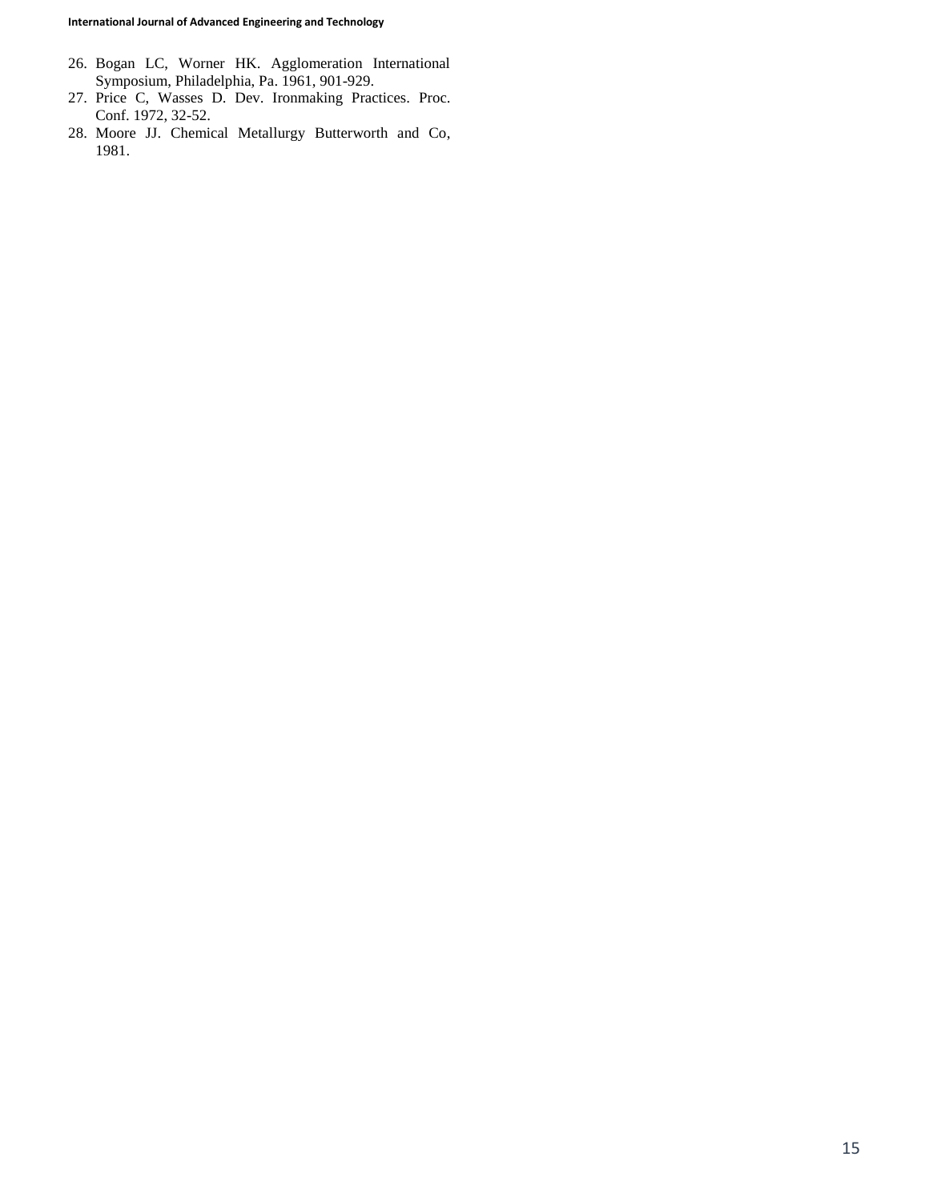26. Bogan LC, Worner HK. Agglomeration International Symposium, Philadelphia, Pa. 1961, 901-929.
27. Price C, Wasses D. Dev. Ironmaking Practices. Proc. Conf. 1972, 32-52.
28. Moore JJ. Chemical Metallurgy Butterworth and Co, 1981.